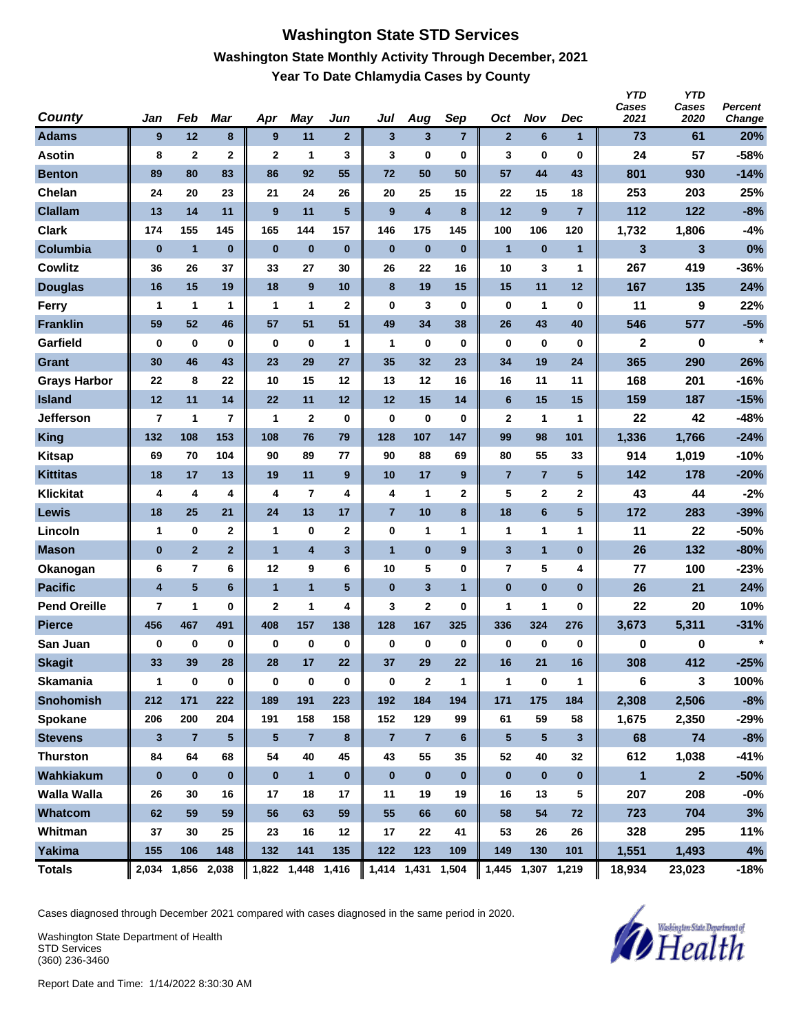# Washington State STD Services

## Washington State Monthly Activity Through December, 2021

### Year To Date Chlamydia Cases by County

| County | Jan | Feb | Mar | Apr | May | Jun | Jul | Aug | Sep | Oct | Nov | Dec | YTD Cases 2021 | YTD Cases 2020 | Percent Change |
|---|---|---|---|---|---|---|---|---|---|---|---|---|---|---|---|
| Adams | 9 | 12 | 8 | 9 | 11 | 2 | 3 | 3 | 7 | 2 | 6 | 1 | 73 | 61 | 20% |
| Asotin | 8 | 2 | 2 | 2 | 1 | 3 | 3 | 0 | 0 | 3 | 0 | 0 | 24 | 57 | -58% |
| Benton | 89 | 80 | 83 | 86 | 92 | 55 | 72 | 50 | 50 | 57 | 44 | 43 | 801 | 930 | -14% |
| Chelan | 24 | 20 | 23 | 21 | 24 | 26 | 20 | 25 | 15 | 22 | 15 | 18 | 253 | 203 | 25% |
| Clallam | 13 | 14 | 11 | 9 | 11 | 5 | 9 | 4 | 8 | 12 | 9 | 7 | 112 | 122 | -8% |
| Clark | 174 | 155 | 145 | 165 | 144 | 157 | 146 | 175 | 145 | 100 | 106 | 120 | 1,732 | 1,806 | -4% |
| Columbia | 0 | 1 | 0 | 0 | 0 | 0 | 0 | 0 | 0 | 1 | 0 | 1 | 3 | 3 | 0% |
| Cowlitz | 36 | 26 | 37 | 33 | 27 | 30 | 26 | 22 | 16 | 10 | 3 | 1 | 267 | 419 | -36% |
| Douglas | 16 | 15 | 19 | 18 | 9 | 10 | 8 | 19 | 15 | 15 | 11 | 12 | 167 | 135 | 24% |
| Ferry | 1 | 1 | 1 | 1 | 1 | 2 | 0 | 3 | 0 | 0 | 1 | 0 | 11 | 9 | 22% |
| Franklin | 59 | 52 | 46 | 57 | 51 | 51 | 49 | 34 | 38 | 26 | 43 | 40 | 546 | 577 | -5% |
| Garfield | 0 | 0 | 0 | 0 | 0 | 1 | 1 | 0 | 0 | 0 | 0 | 0 | 2 | 0 | * |
| Grant | 30 | 46 | 43 | 23 | 29 | 27 | 35 | 32 | 23 | 34 | 19 | 24 | 365 | 290 | 26% |
| Grays Harbor | 22 | 8 | 22 | 10 | 15 | 12 | 13 | 12 | 16 | 16 | 11 | 11 | 168 | 201 | -16% |
| Island | 12 | 11 | 14 | 22 | 11 | 12 | 12 | 15 | 14 | 6 | 15 | 15 | 159 | 187 | -15% |
| Jefferson | 7 | 1 | 7 | 1 | 2 | 0 | 0 | 0 | 0 | 2 | 1 | 1 | 22 | 42 | -48% |
| King | 132 | 108 | 153 | 108 | 76 | 79 | 128 | 107 | 147 | 99 | 98 | 101 | 1,336 | 1,766 | -24% |
| Kitsap | 69 | 70 | 104 | 90 | 89 | 77 | 90 | 88 | 69 | 80 | 55 | 33 | 914 | 1,019 | -10% |
| Kittitas | 18 | 17 | 13 | 19 | 11 | 9 | 10 | 17 | 9 | 7 | 7 | 5 | 142 | 178 | -20% |
| Klickitat | 4 | 4 | 4 | 4 | 7 | 4 | 4 | 1 | 2 | 5 | 2 | 2 | 43 | 44 | -2% |
| Lewis | 18 | 25 | 21 | 24 | 13 | 17 | 7 | 10 | 8 | 18 | 6 | 5 | 172 | 283 | -39% |
| Lincoln | 1 | 0 | 2 | 1 | 0 | 2 | 0 | 1 | 1 | 1 | 1 | 1 | 11 | 22 | -50% |
| Mason | 0 | 2 | 2 | 1 | 4 | 3 | 1 | 0 | 9 | 3 | 1 | 0 | 26 | 132 | -80% |
| Okanogan | 6 | 7 | 6 | 12 | 9 | 6 | 10 | 5 | 0 | 7 | 5 | 4 | 77 | 100 | -23% |
| Pacific | 4 | 5 | 6 | 1 | 1 | 5 | 0 | 3 | 1 | 0 | 0 | 0 | 26 | 21 | 24% |
| Pend Oreille | 7 | 1 | 0 | 2 | 1 | 4 | 3 | 2 | 0 | 1 | 1 | 0 | 22 | 20 | 10% |
| Pierce | 456 | 467 | 491 | 408 | 157 | 138 | 128 | 167 | 325 | 336 | 324 | 276 | 3,673 | 5,311 | -31% |
| San Juan | 0 | 0 | 0 | 0 | 0 | 0 | 0 | 0 | 0 | 0 | 0 | 0 | 0 | 0 | * |
| Skagit | 33 | 39 | 28 | 28 | 17 | 22 | 37 | 29 | 22 | 16 | 21 | 16 | 308 | 412 | -25% |
| Skamania | 1 | 0 | 0 | 0 | 0 | 0 | 0 | 2 | 1 | 1 | 0 | 1 | 6 | 3 | 100% |
| Snohomish | 212 | 171 | 222 | 189 | 191 | 223 | 192 | 184 | 194 | 171 | 175 | 184 | 2,308 | 2,506 | -8% |
| Spokane | 206 | 200 | 204 | 191 | 158 | 158 | 152 | 129 | 99 | 61 | 59 | 58 | 1,675 | 2,350 | -29% |
| Stevens | 3 | 7 | 5 | 5 | 7 | 8 | 7 | 7 | 6 | 5 | 5 | 3 | 68 | 74 | -8% |
| Thurston | 84 | 64 | 68 | 54 | 40 | 45 | 43 | 55 | 35 | 52 | 40 | 32 | 612 | 1,038 | -41% |
| Wahkiakum | 0 | 0 | 0 | 0 | 1 | 0 | 0 | 0 | 0 | 0 | 0 | 0 | 1 | 2 | -50% |
| Walla Walla | 26 | 30 | 16 | 17 | 18 | 17 | 11 | 19 | 19 | 16 | 13 | 5 | 207 | 208 | -0% |
| Whatcom | 62 | 59 | 59 | 56 | 63 | 59 | 55 | 66 | 60 | 58 | 54 | 72 | 723 | 704 | 3% |
| Whitman | 37 | 30 | 25 | 23 | 16 | 12 | 17 | 22 | 41 | 53 | 26 | 26 | 328 | 295 | 11% |
| Yakima | 155 | 106 | 148 | 132 | 141 | 135 | 122 | 123 | 109 | 149 | 130 | 101 | 1,551 | 1,493 | 4% |
| Totals | 2,034 | 1,856 | 2,038 | 1,822 | 1,448 | 1,416 | 1,414 | 1,431 | 1,504 | 1,445 | 1,307 | 1,219 | 18,934 | 23,023 | -18% |

Cases diagnosed through December 2021 compared with cases diagnosed in the same period in 2020.

Washington State Department of Health
STD Services
(360) 236-3460

Report Date and Time: 1/14/2022 8:30:30 AM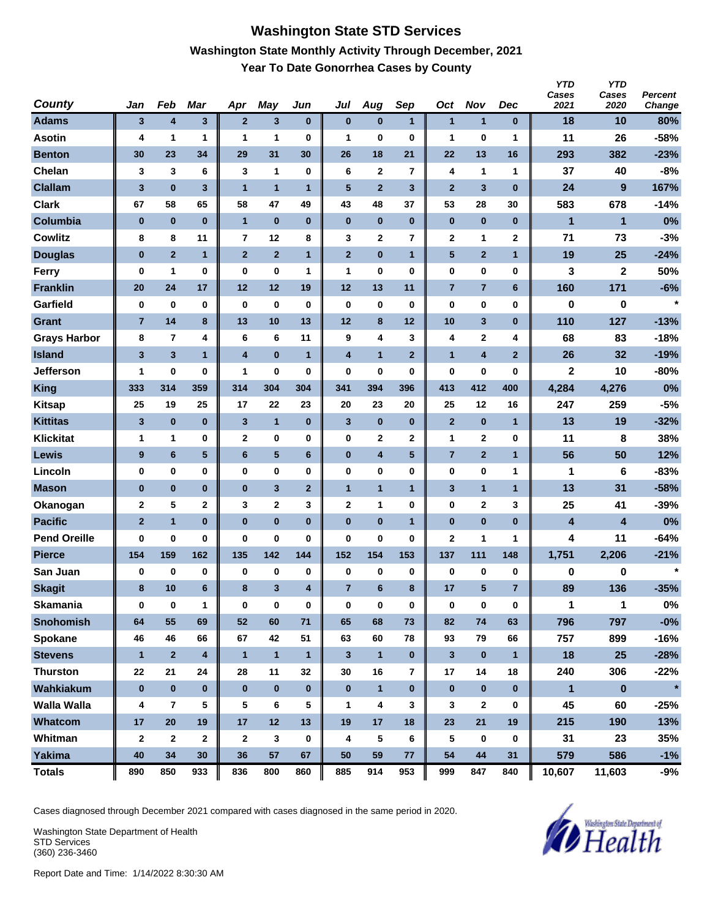# Washington State STD Services

## Washington State Monthly Activity Through December, 2021

### Year To Date Gonorrhea Cases by County

| County | Jan | Feb | Mar | Apr | May | Jun | Jul | Aug | Sep | Oct | Nov | Dec | YTD Cases 2021 | YTD Cases 2020 | Percent Change |
|---|---|---|---|---|---|---|---|---|---|---|---|---|---|---|---|
| Adams | 3 | 4 | 3 | 2 | 3 | 0 | 0 | 0 | 1 | 1 | 1 | 0 | 18 | 10 | 80% |
| Asotin | 4 | 1 | 1 | 1 | 1 | 0 | 1 | 0 | 0 | 1 | 0 | 1 | 11 | 26 | -58% |
| Benton | 30 | 23 | 34 | 29 | 31 | 30 | 26 | 18 | 21 | 22 | 13 | 16 | 293 | 382 | -23% |
| Chelan | 3 | 3 | 6 | 3 | 1 | 0 | 6 | 2 | 7 | 4 | 1 | 1 | 37 | 40 | -8% |
| Clallam | 3 | 0 | 3 | 1 | 1 | 1 | 5 | 2 | 3 | 2 | 3 | 0 | 24 | 9 | 167% |
| Clark | 67 | 58 | 65 | 58 | 47 | 49 | 43 | 48 | 37 | 53 | 28 | 30 | 583 | 678 | -14% |
| Columbia | 0 | 0 | 0 | 1 | 0 | 0 | 0 | 0 | 0 | 0 | 0 | 0 | 1 | 1 | 0% |
| Cowlitz | 8 | 8 | 11 | 7 | 12 | 8 | 3 | 2 | 7 | 2 | 1 | 2 | 71 | 73 | -3% |
| Douglas | 0 | 2 | 1 | 2 | 2 | 1 | 2 | 0 | 1 | 5 | 2 | 1 | 19 | 25 | -24% |
| Ferry | 0 | 1 | 0 | 0 | 0 | 1 | 1 | 0 | 0 | 0 | 0 | 0 | 3 | 2 | 50% |
| Franklin | 20 | 24 | 17 | 12 | 12 | 19 | 12 | 13 | 11 | 7 | 7 | 6 | 160 | 171 | -6% |
| Garfield | 0 | 0 | 0 | 0 | 0 | 0 | 0 | 0 | 0 | 0 | 0 | 0 | 0 | 0 | * |
| Grant | 7 | 14 | 8 | 13 | 10 | 13 | 12 | 8 | 12 | 10 | 3 | 0 | 110 | 127 | -13% |
| Grays Harbor | 8 | 7 | 4 | 6 | 6 | 11 | 9 | 4 | 3 | 4 | 2 | 4 | 68 | 83 | -18% |
| Island | 3 | 3 | 1 | 4 | 0 | 1 | 4 | 1 | 2 | 1 | 4 | 2 | 26 | 32 | -19% |
| Jefferson | 1 | 0 | 0 | 1 | 0 | 0 | 0 | 0 | 0 | 0 | 0 | 0 | 2 | 10 | -80% |
| King | 333 | 314 | 359 | 314 | 304 | 304 | 341 | 394 | 396 | 413 | 412 | 400 | 4,284 | 4,276 | 0% |
| Kitsap | 25 | 19 | 25 | 17 | 22 | 23 | 20 | 23 | 20 | 25 | 12 | 16 | 247 | 259 | -5% |
| Kittitas | 3 | 0 | 0 | 3 | 1 | 0 | 3 | 0 | 0 | 2 | 0 | 1 | 13 | 19 | -32% |
| Klickitat | 1 | 1 | 0 | 2 | 0 | 0 | 0 | 2 | 2 | 1 | 2 | 0 | 11 | 8 | 38% |
| Lewis | 9 | 6 | 5 | 6 | 5 | 6 | 0 | 4 | 5 | 7 | 2 | 1 | 56 | 50 | 12% |
| Lincoln | 0 | 0 | 0 | 0 | 0 | 0 | 0 | 0 | 0 | 0 | 0 | 1 | 1 | 6 | -83% |
| Mason | 0 | 0 | 0 | 0 | 3 | 2 | 1 | 1 | 1 | 3 | 1 | 1 | 13 | 31 | -58% |
| Okanogan | 2 | 5 | 2 | 3 | 2 | 3 | 2 | 1 | 0 | 0 | 2 | 3 | 25 | 41 | -39% |
| Pacific | 2 | 1 | 0 | 0 | 0 | 0 | 0 | 0 | 1 | 0 | 0 | 0 | 4 | 4 | 0% |
| Pend Oreille | 0 | 0 | 0 | 0 | 0 | 0 | 0 | 0 | 0 | 2 | 1 | 1 | 4 | 11 | -64% |
| Pierce | 154 | 159 | 162 | 135 | 142 | 144 | 152 | 154 | 153 | 137 | 111 | 148 | 1,751 | 2,206 | -21% |
| San Juan | 0 | 0 | 0 | 0 | 0 | 0 | 0 | 0 | 0 | 0 | 0 | 0 | 0 | 0 | * |
| Skagit | 8 | 10 | 6 | 8 | 3 | 4 | 7 | 6 | 8 | 17 | 5 | 7 | 89 | 136 | -35% |
| Skamania | 0 | 0 | 1 | 0 | 0 | 0 | 0 | 0 | 0 | 0 | 0 | 0 | 1 | 1 | 0% |
| Snohomish | 64 | 55 | 69 | 52 | 60 | 71 | 65 | 68 | 73 | 82 | 74 | 63 | 796 | 797 | -0% |
| Spokane | 46 | 46 | 66 | 67 | 42 | 51 | 63 | 60 | 78 | 93 | 79 | 66 | 757 | 899 | -16% |
| Stevens | 1 | 2 | 4 | 1 | 1 | 1 | 3 | 1 | 0 | 3 | 0 | 1 | 18 | 25 | -28% |
| Thurston | 22 | 21 | 24 | 28 | 11 | 32 | 30 | 16 | 7 | 17 | 14 | 18 | 240 | 306 | -22% |
| Wahkiakum | 0 | 0 | 0 | 0 | 0 | 0 | 0 | 1 | 0 | 0 | 0 | 0 | 1 | 0 | * |
| Walla Walla | 4 | 7 | 5 | 5 | 6 | 5 | 1 | 4 | 3 | 3 | 2 | 0 | 45 | 60 | -25% |
| Whatcom | 17 | 20 | 19 | 17 | 12 | 13 | 19 | 17 | 18 | 23 | 21 | 19 | 215 | 190 | 13% |
| Whitman | 2 | 2 | 2 | 2 | 3 | 0 | 4 | 5 | 6 | 5 | 0 | 0 | 31 | 23 | 35% |
| Yakima | 40 | 34 | 30 | 36 | 57 | 67 | 50 | 59 | 77 | 54 | 44 | 31 | 579 | 586 | -1% |
| **Totals** | 890 | 850 | 933 | 836 | 800 | 860 | 885 | 914 | 953 | 999 | 847 | 840 | 10,607 | 11,603 | -9% |

Cases diagnosed through December 2021 compared with cases diagnosed in the same period in 2020.

Washington State Department of Health
STD Services
(360) 236-3460

Report Date and Time: 1/14/2022 8:30:30 AM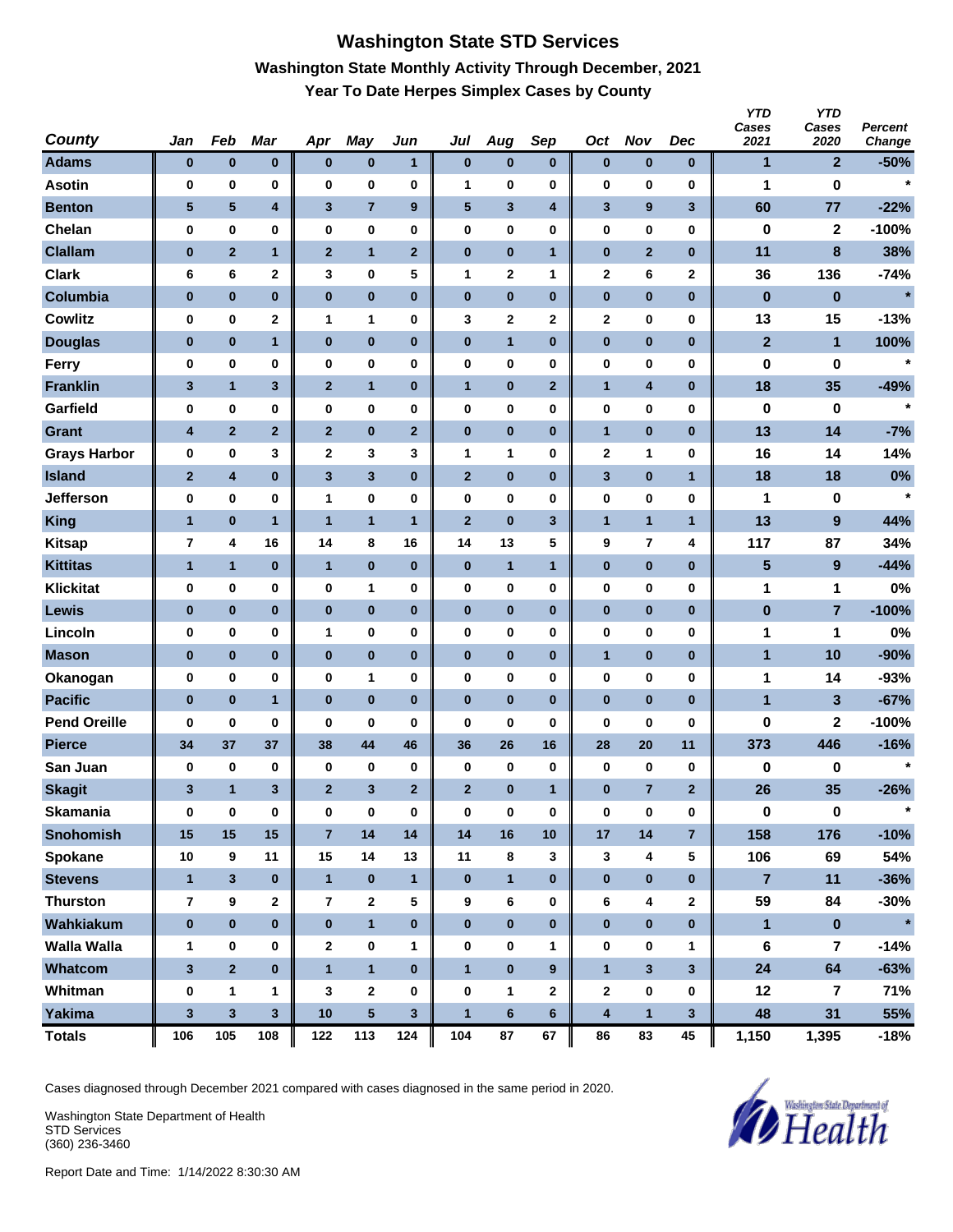# Washington State STD Services

## Washington State Monthly Activity Through December, 2021

### Year To Date Herpes Simplex Cases by County

| County | Jan | Feb | Mar | Apr | May | Jun | Jul | Aug | Sep | Oct | Nov | Dec | YTD Cases 2021 | YTD Cases 2020 | Percent Change |
|---|---|---|---|---|---|---|---|---|---|---|---|---|---|---|---|
| Adams | 0 | 0 | 0 | 0 | 0 | 1 | 0 | 0 | 0 | 0 | 0 | 0 | 1 | 2 | -50% |
| Asotin | 0 | 0 | 0 | 0 | 0 | 0 | 1 | 0 | 0 | 0 | 0 | 0 | 1 | 0 | * |
| Benton | 5 | 5 | 4 | 3 | 7 | 9 | 5 | 3 | 4 | 3 | 9 | 3 | 60 | 77 | -22% |
| Chelan | 0 | 0 | 0 | 0 | 0 | 0 | 0 | 0 | 0 | 0 | 0 | 0 | 0 | 2 | -100% |
| Clallam | 0 | 2 | 1 | 2 | 1 | 2 | 0 | 0 | 1 | 0 | 2 | 0 | 11 | 8 | 38% |
| Clark | 6 | 6 | 2 | 3 | 0 | 5 | 1 | 2 | 1 | 2 | 6 | 2 | 36 | 136 | -74% |
| Columbia | 0 | 0 | 0 | 0 | 0 | 0 | 0 | 0 | 0 | 0 | 0 | 0 | 0 | 0 | * |
| Cowlitz | 0 | 0 | 2 | 1 | 1 | 0 | 3 | 2 | 2 | 2 | 0 | 0 | 13 | 15 | -13% |
| Douglas | 0 | 0 | 1 | 0 | 0 | 0 | 0 | 1 | 0 | 0 | 0 | 0 | 2 | 1 | 100% |
| Ferry | 0 | 0 | 0 | 0 | 0 | 0 | 0 | 0 | 0 | 0 | 0 | 0 | 0 | 0 | * |
| Franklin | 3 | 1 | 3 | 2 | 1 | 0 | 1 | 0 | 2 | 1 | 4 | 0 | 18 | 35 | -49% |
| Garfield | 0 | 0 | 0 | 0 | 0 | 0 | 0 | 0 | 0 | 0 | 0 | 0 | 0 | 0 | * |
| Grant | 4 | 2 | 2 | 2 | 0 | 2 | 0 | 0 | 0 | 1 | 0 | 0 | 13 | 14 | -7% |
| Grays Harbor | 0 | 0 | 3 | 2 | 3 | 3 | 1 | 1 | 0 | 2 | 1 | 0 | 16 | 14 | 14% |
| Island | 2 | 4 | 0 | 3 | 3 | 0 | 2 | 0 | 0 | 3 | 0 | 1 | 18 | 18 | 0% |
| Jefferson | 0 | 0 | 0 | 1 | 0 | 0 | 0 | 0 | 0 | 0 | 0 | 0 | 1 | 0 | * |
| King | 1 | 0 | 1 | 1 | 1 | 1 | 2 | 0 | 3 | 1 | 1 | 1 | 13 | 9 | 44% |
| Kitsap | 7 | 4 | 16 | 14 | 8 | 16 | 14 | 13 | 5 | 9 | 7 | 4 | 117 | 87 | 34% |
| Kittitas | 1 | 1 | 0 | 1 | 0 | 0 | 0 | 1 | 1 | 0 | 0 | 0 | 5 | 9 | -44% |
| Klickitat | 0 | 0 | 0 | 0 | 1 | 0 | 0 | 0 | 0 | 0 | 0 | 0 | 1 | 1 | 0% |
| Lewis | 0 | 0 | 0 | 0 | 0 | 0 | 0 | 0 | 0 | 0 | 0 | 0 | 0 | 7 | -100% |
| Lincoln | 0 | 0 | 0 | 1 | 0 | 0 | 0 | 0 | 0 | 0 | 0 | 0 | 1 | 1 | 0% |
| Mason | 0 | 0 | 0 | 0 | 0 | 0 | 0 | 0 | 0 | 1 | 0 | 0 | 1 | 10 | -90% |
| Okanogan | 0 | 0 | 0 | 0 | 1 | 0 | 0 | 0 | 0 | 0 | 0 | 0 | 1 | 14 | -93% |
| Pacific | 0 | 0 | 1 | 0 | 0 | 0 | 0 | 0 | 0 | 0 | 0 | 0 | 1 | 3 | -67% |
| Pend Oreille | 0 | 0 | 0 | 0 | 0 | 0 | 0 | 0 | 0 | 0 | 0 | 0 | 0 | 2 | -100% |
| Pierce | 34 | 37 | 37 | 38 | 44 | 46 | 36 | 26 | 16 | 28 | 20 | 11 | 373 | 446 | -16% |
| San Juan | 0 | 0 | 0 | 0 | 0 | 0 | 0 | 0 | 0 | 0 | 0 | 0 | 0 | 0 | * |
| Skagit | 3 | 1 | 3 | 2 | 3 | 2 | 2 | 0 | 1 | 0 | 7 | 2 | 26 | 35 | -26% |
| Skamania | 0 | 0 | 0 | 0 | 0 | 0 | 0 | 0 | 0 | 0 | 0 | 0 | 0 | 0 | * |
| Snohomish | 15 | 15 | 15 | 7 | 14 | 14 | 14 | 16 | 10 | 17 | 14 | 7 | 158 | 176 | -10% |
| Spokane | 10 | 9 | 11 | 15 | 14 | 13 | 11 | 8 | 3 | 3 | 4 | 5 | 106 | 69 | 54% |
| Stevens | 1 | 3 | 0 | 1 | 0 | 1 | 0 | 1 | 0 | 0 | 0 | 0 | 7 | 11 | -36% |
| Thurston | 7 | 9 | 2 | 7 | 2 | 5 | 9 | 6 | 0 | 6 | 4 | 2 | 59 | 84 | -30% |
| Wahkiakum | 0 | 0 | 0 | 0 | 1 | 0 | 0 | 0 | 0 | 0 | 0 | 0 | 1 | 0 | * |
| Walla Walla | 1 | 0 | 0 | 2 | 0 | 1 | 0 | 0 | 1 | 0 | 0 | 1 | 6 | 7 | -14% |
| Whatcom | 3 | 2 | 0 | 1 | 1 | 0 | 1 | 0 | 9 | 1 | 3 | 3 | 24 | 64 | -63% |
| Whitman | 0 | 1 | 1 | 3 | 2 | 0 | 0 | 1 | 2 | 2 | 0 | 0 | 12 | 7 | 71% |
| Yakima | 3 | 3 | 3 | 10 | 5 | 3 | 1 | 6 | 6 | 4 | 1 | 3 | 48 | 31 | 55% |
| Totals | 106 | 105 | 108 | 122 | 113 | 124 | 104 | 87 | 67 | 86 | 83 | 45 | 1,150 | 1,395 | -18% |

Cases diagnosed through December 2021 compared with cases diagnosed in the same period in 2020.

Washington State Department of Health
STD Services
(360) 236-3460

Report Date and Time: 1/14/2022 8:30:30 AM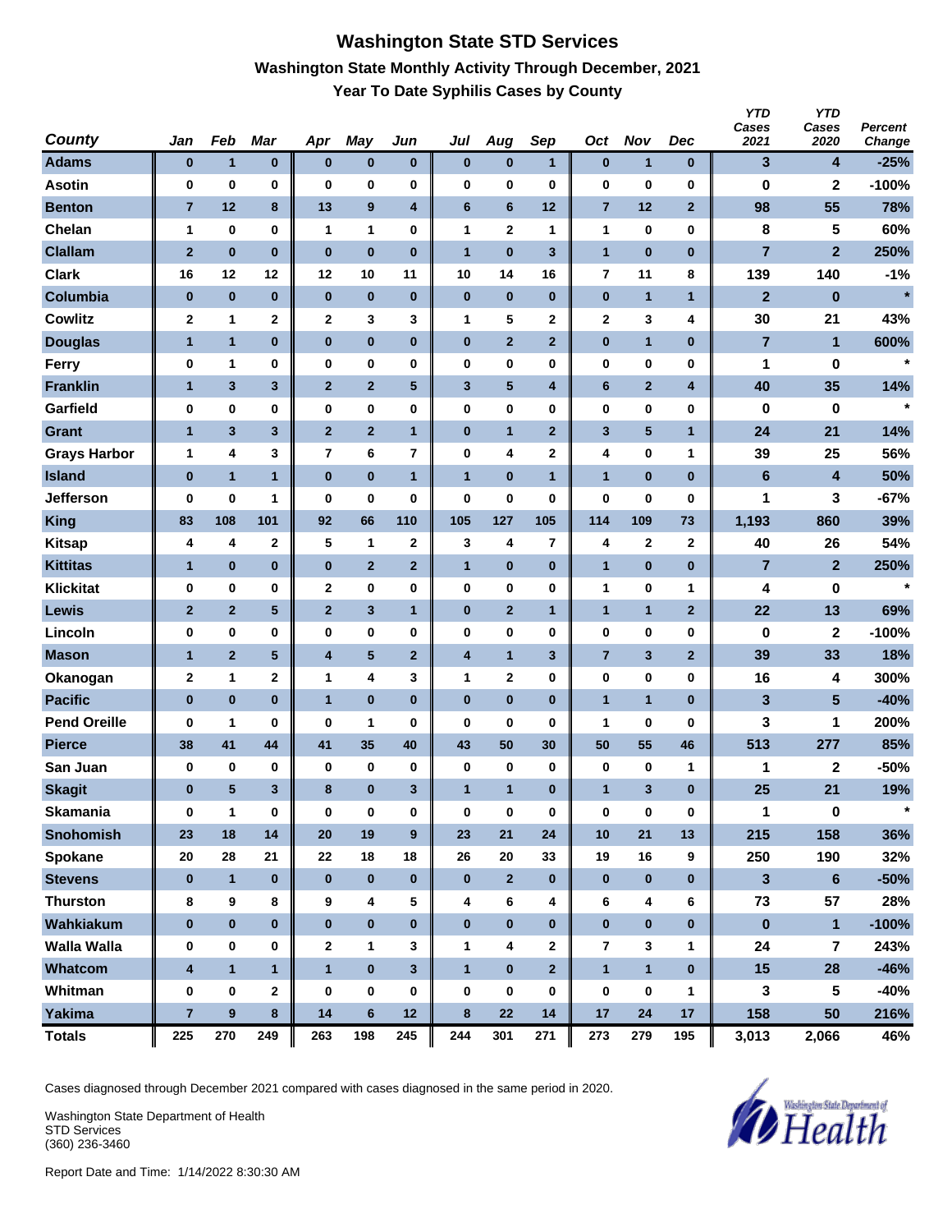# Washington State STD Services

## Washington State Monthly Activity Through December, 2021

### Year To Date Syphilis Cases by County

| County | Jan | Feb | Mar | Apr | May | Jun | Jul | Aug | Sep | Oct | Nov | Dec | YTD Cases 2021 | YTD Cases 2020 | Percent Change |
|---|---|---|---|---|---|---|---|---|---|---|---|---|---|---|---|
| Adams | 0 | 1 | 0 | 0 | 0 | 0 | 0 | 0 | 1 | 0 | 1 | 0 | 3 | 4 | -25% |
| Asotin | 0 | 0 | 0 | 0 | 0 | 0 | 0 | 0 | 0 | 0 | 0 | 0 | 0 | 2 | -100% |
| Benton | 7 | 12 | 8 | 13 | 9 | 4 | 6 | 6 | 12 | 7 | 12 | 2 | 98 | 55 | 78% |
| Chelan | 1 | 0 | 0 | 1 | 1 | 0 | 1 | 2 | 1 | 1 | 0 | 0 | 8 | 5 | 60% |
| Clallam | 2 | 0 | 0 | 0 | 0 | 0 | 1 | 0 | 3 | 1 | 0 | 0 | 7 | 2 | 250% |
| Clark | 16 | 12 | 12 | 12 | 10 | 11 | 10 | 14 | 16 | 7 | 11 | 8 | 139 | 140 | -1% |
| Columbia | 0 | 0 | 0 | 0 | 0 | 0 | 0 | 0 | 0 | 0 | 1 | 1 | 2 | 0 | * |
| Cowlitz | 2 | 1 | 2 | 2 | 3 | 3 | 1 | 5 | 2 | 2 | 3 | 4 | 30 | 21 | 43% |
| Douglas | 1 | 1 | 0 | 0 | 0 | 0 | 0 | 2 | 2 | 0 | 1 | 0 | 7 | 1 | 600% |
| Ferry | 0 | 1 | 0 | 0 | 0 | 0 | 0 | 0 | 0 | 0 | 0 | 0 | 1 | 0 | * |
| Franklin | 1 | 3 | 3 | 2 | 2 | 5 | 3 | 5 | 4 | 6 | 2 | 4 | 40 | 35 | 14% |
| Garfield | 0 | 0 | 0 | 0 | 0 | 0 | 0 | 0 | 0 | 0 | 0 | 0 | 0 | 0 | * |
| Grant | 1 | 3 | 3 | 2 | 2 | 1 | 0 | 1 | 2 | 3 | 5 | 1 | 24 | 21 | 14% |
| Grays Harbor | 1 | 4 | 3 | 7 | 6 | 7 | 0 | 4 | 2 | 4 | 0 | 1 | 39 | 25 | 56% |
| Island | 0 | 1 | 1 | 0 | 0 | 1 | 1 | 0 | 1 | 1 | 0 | 0 | 6 | 4 | 50% |
| Jefferson | 0 | 0 | 1 | 0 | 0 | 0 | 0 | 0 | 0 | 0 | 0 | 0 | 1 | 3 | -67% |
| King | 83 | 108 | 101 | 92 | 66 | 110 | 105 | 127 | 105 | 114 | 109 | 73 | 1,193 | 860 | 39% |
| Kitsap | 4 | 4 | 2 | 5 | 1 | 2 | 3 | 4 | 7 | 4 | 2 | 2 | 40 | 26 | 54% |
| Kittitas | 1 | 0 | 0 | 0 | 2 | 2 | 1 | 0 | 0 | 1 | 0 | 0 | 7 | 2 | 250% |
| Klickitat | 0 | 0 | 0 | 2 | 0 | 0 | 0 | 0 | 0 | 1 | 0 | 1 | 4 | 0 | * |
| Lewis | 2 | 2 | 5 | 2 | 3 | 1 | 0 | 2 | 1 | 1 | 1 | 2 | 22 | 13 | 69% |
| Lincoln | 0 | 0 | 0 | 0 | 0 | 0 | 0 | 0 | 0 | 0 | 0 | 0 | 0 | 2 | -100% |
| Mason | 1 | 2 | 5 | 4 | 5 | 2 | 4 | 1 | 3 | 7 | 3 | 2 | 39 | 33 | 18% |
| Okanogan | 2 | 1 | 2 | 1 | 4 | 3 | 1 | 2 | 0 | 0 | 0 | 0 | 16 | 4 | 300% |
| Pacific | 0 | 0 | 0 | 1 | 0 | 0 | 0 | 0 | 0 | 1 | 1 | 0 | 3 | 5 | -40% |
| Pend Oreille | 0 | 1 | 0 | 0 | 1 | 0 | 0 | 0 | 0 | 1 | 0 | 0 | 3 | 1 | 200% |
| Pierce | 38 | 41 | 44 | 41 | 35 | 40 | 43 | 50 | 30 | 50 | 55 | 46 | 513 | 277 | 85% |
| San Juan | 0 | 0 | 0 | 0 | 0 | 0 | 0 | 0 | 0 | 0 | 0 | 1 | 1 | 2 | -50% |
| Skagit | 0 | 5 | 3 | 8 | 0 | 3 | 1 | 1 | 0 | 1 | 3 | 0 | 25 | 21 | 19% |
| Skamania | 0 | 1 | 0 | 0 | 0 | 0 | 0 | 0 | 0 | 0 | 0 | 0 | 1 | 0 | * |
| Snohomish | 23 | 18 | 14 | 20 | 19 | 9 | 23 | 21 | 24 | 10 | 21 | 13 | 215 | 158 | 36% |
| Spokane | 20 | 28 | 21 | 22 | 18 | 18 | 26 | 20 | 33 | 19 | 16 | 9 | 250 | 190 | 32% |
| Stevens | 0 | 1 | 0 | 0 | 0 | 0 | 0 | 2 | 0 | 0 | 0 | 0 | 3 | 6 | -50% |
| Thurston | 8 | 9 | 8 | 9 | 4 | 5 | 4 | 6 | 4 | 6 | 4 | 6 | 73 | 57 | 28% |
| Wahkiakum | 0 | 0 | 0 | 0 | 0 | 0 | 0 | 0 | 0 | 0 | 0 | 0 | 0 | 1 | -100% |
| Walla Walla | 0 | 0 | 0 | 2 | 1 | 3 | 1 | 4 | 2 | 7 | 3 | 1 | 24 | 7 | 243% |
| Whatcom | 4 | 1 | 1 | 1 | 0 | 3 | 1 | 0 | 2 | 1 | 1 | 0 | 15 | 28 | -46% |
| Whitman | 0 | 0 | 2 | 0 | 0 | 0 | 0 | 0 | 0 | 0 | 0 | 1 | 3 | 5 | -40% |
| Yakima | 7 | 9 | 8 | 14 | 6 | 12 | 8 | 22 | 14 | 17 | 24 | 17 | 158 | 50 | 216% |
| Totals | 225 | 270 | 249 | 263 | 198 | 245 | 244 | 301 | 271 | 273 | 279 | 195 | 3,013 | 2,066 | 46% |

Cases diagnosed through December 2021 compared with cases diagnosed in the same period in 2020.

Washington State Department of Health
STD Services
(360) 236-3460

Report Date and Time: 1/14/2022 8:30:30 AM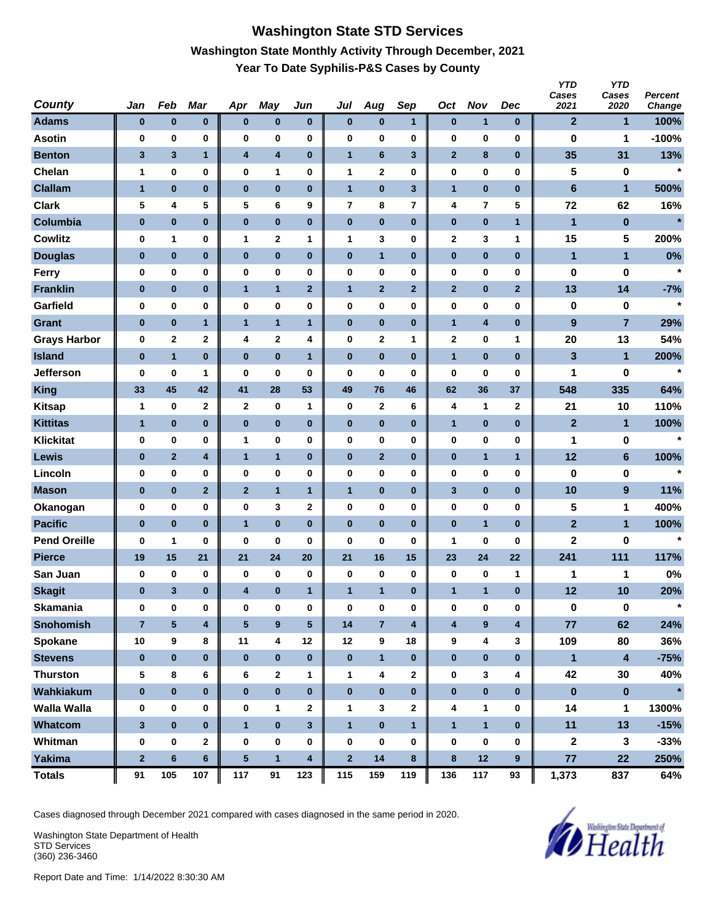# Washington State STD Services

## Washington State Monthly Activity Through December, 2021

### Year To Date Syphilis-P&S Cases by County

| County | Jan | Feb | Mar | Apr | May | Jun | Jul | Aug | Sep | Oct | Nov | Dec | YTD Cases 2021 | YTD Cases 2020 | Percent Change |
|---|---|---|---|---|---|---|---|---|---|---|---|---|---|---|---|
| Adams | 0 | 0 | 0 | 0 | 0 | 0 | 0 | 0 | 1 | 0 | 1 | 0 | 2 | 1 | 100% |
| Asotin | 0 | 0 | 0 | 0 | 0 | 0 | 0 | 0 | 0 | 0 | 0 | 0 | 0 | 1 | -100% |
| Benton | 3 | 3 | 1 | 4 | 4 | 0 | 1 | 6 | 3 | 2 | 8 | 0 | 35 | 31 | 13% |
| Chelan | 1 | 0 | 0 | 0 | 1 | 0 | 1 | 2 | 0 | 0 | 0 | 0 | 5 | 0 | * |
| Clallam | 1 | 0 | 0 | 0 | 0 | 0 | 1 | 0 | 3 | 1 | 0 | 0 | 6 | 1 | 500% |
| Clark | 5 | 4 | 5 | 5 | 6 | 9 | 7 | 8 | 7 | 4 | 7 | 5 | 72 | 62 | 16% |
| Columbia | 0 | 0 | 0 | 0 | 0 | 0 | 0 | 0 | 0 | 0 | 0 | 1 | 1 | 0 | * |
| Cowlitz | 0 | 1 | 0 | 1 | 2 | 1 | 1 | 3 | 0 | 2 | 3 | 1 | 15 | 5 | 200% |
| Douglas | 0 | 0 | 0 | 0 | 0 | 0 | 0 | 1 | 0 | 0 | 0 | 0 | 1 | 1 | 0% |
| Ferry | 0 | 0 | 0 | 0 | 0 | 0 | 0 | 0 | 0 | 0 | 0 | 0 | 0 | 0 | * |
| Franklin | 0 | 0 | 0 | 1 | 1 | 2 | 1 | 2 | 2 | 2 | 0 | 2 | 13 | 14 | -7% |
| Garfield | 0 | 0 | 0 | 0 | 0 | 0 | 0 | 0 | 0 | 0 | 0 | 0 | 0 | 0 | * |
| Grant | 0 | 0 | 1 | 1 | 1 | 1 | 0 | 0 | 0 | 1 | 4 | 0 | 9 | 7 | 29% |
| Grays Harbor | 0 | 2 | 2 | 4 | 2 | 4 | 0 | 2 | 1 | 2 | 0 | 1 | 20 | 13 | 54% |
| Island | 0 | 1 | 0 | 0 | 0 | 1 | 0 | 0 | 0 | 1 | 0 | 0 | 3 | 1 | 200% |
| Jefferson | 0 | 0 | 1 | 0 | 0 | 0 | 0 | 0 | 0 | 0 | 0 | 0 | 1 | 0 | * |
| King | 33 | 45 | 42 | 41 | 28 | 53 | 49 | 76 | 46 | 62 | 36 | 37 | 548 | 335 | 64% |
| Kitsap | 1 | 0 | 2 | 2 | 0 | 1 | 0 | 2 | 6 | 4 | 1 | 2 | 21 | 10 | 110% |
| Kittitas | 1 | 0 | 0 | 0 | 0 | 0 | 0 | 0 | 0 | 1 | 0 | 0 | 2 | 1 | 100% |
| Klickitat | 0 | 0 | 0 | 1 | 0 | 0 | 0 | 0 | 0 | 0 | 0 | 0 | 1 | 0 | * |
| Lewis | 0 | 2 | 4 | 1 | 1 | 0 | 0 | 2 | 0 | 0 | 1 | 1 | 12 | 6 | 100% |
| Lincoln | 0 | 0 | 0 | 0 | 0 | 0 | 0 | 0 | 0 | 0 | 0 | 0 | 0 | 0 | * |
| Mason | 0 | 0 | 2 | 2 | 1 | 1 | 1 | 0 | 0 | 3 | 0 | 0 | 10 | 9 | 11% |
| Okanogan | 0 | 0 | 0 | 0 | 3 | 2 | 0 | 0 | 0 | 0 | 0 | 0 | 5 | 1 | 400% |
| Pacific | 0 | 0 | 0 | 1 | 0 | 0 | 0 | 0 | 0 | 0 | 1 | 0 | 2 | 1 | 100% |
| Pend Oreille | 0 | 1 | 0 | 0 | 0 | 0 | 0 | 0 | 0 | 1 | 0 | 0 | 2 | 0 | * |
| Pierce | 19 | 15 | 21 | 21 | 24 | 20 | 21 | 16 | 15 | 23 | 24 | 22 | 241 | 111 | 117% |
| San Juan | 0 | 0 | 0 | 0 | 0 | 0 | 0 | 0 | 0 | 0 | 0 | 1 | 1 | 1 | 0% |
| Skagit | 0 | 3 | 0 | 4 | 0 | 1 | 1 | 1 | 0 | 1 | 1 | 0 | 12 | 10 | 20% |
| Skamania | 0 | 0 | 0 | 0 | 0 | 0 | 0 | 0 | 0 | 0 | 0 | 0 | 0 | 0 | * |
| Snohomish | 7 | 5 | 4 | 5 | 9 | 5 | 14 | 7 | 4 | 4 | 9 | 4 | 77 | 62 | 24% |
| Spokane | 10 | 9 | 8 | 11 | 4 | 12 | 12 | 9 | 18 | 9 | 4 | 3 | 109 | 80 | 36% |
| Stevens | 0 | 0 | 0 | 0 | 0 | 0 | 0 | 1 | 0 | 0 | 0 | 0 | 1 | 4 | -75% |
| Thurston | 5 | 8 | 6 | 6 | 2 | 1 | 1 | 4 | 2 | 0 | 3 | 4 | 42 | 30 | 40% |
| Wahkiakum | 0 | 0 | 0 | 0 | 0 | 0 | 0 | 0 | 0 | 0 | 0 | 0 | 0 | 0 | * |
| Walla Walla | 0 | 0 | 0 | 0 | 1 | 2 | 1 | 3 | 2 | 4 | 1 | 0 | 14 | 1 | 1300% |
| Whatcom | 3 | 0 | 0 | 1 | 0 | 3 | 1 | 0 | 1 | 1 | 1 | 0 | 11 | 13 | -15% |
| Whitman | 0 | 0 | 2 | 0 | 0 | 0 | 0 | 0 | 0 | 0 | 0 | 0 | 2 | 3 | -33% |
| Yakima | 2 | 6 | 6 | 5 | 1 | 4 | 2 | 14 | 8 | 8 | 12 | 9 | 77 | 22 | 250% |
| Totals | 91 | 105 | 107 | 117 | 91 | 123 | 115 | 159 | 119 | 136 | 117 | 93 | 1,373 | 837 | 64% |

Cases diagnosed through December 2021 compared with cases diagnosed in the same period in 2020.

Washington State Department of Health
STD Services
(360) 236-3460

Report Date and Time: 1/14/2022 8:30:30 AM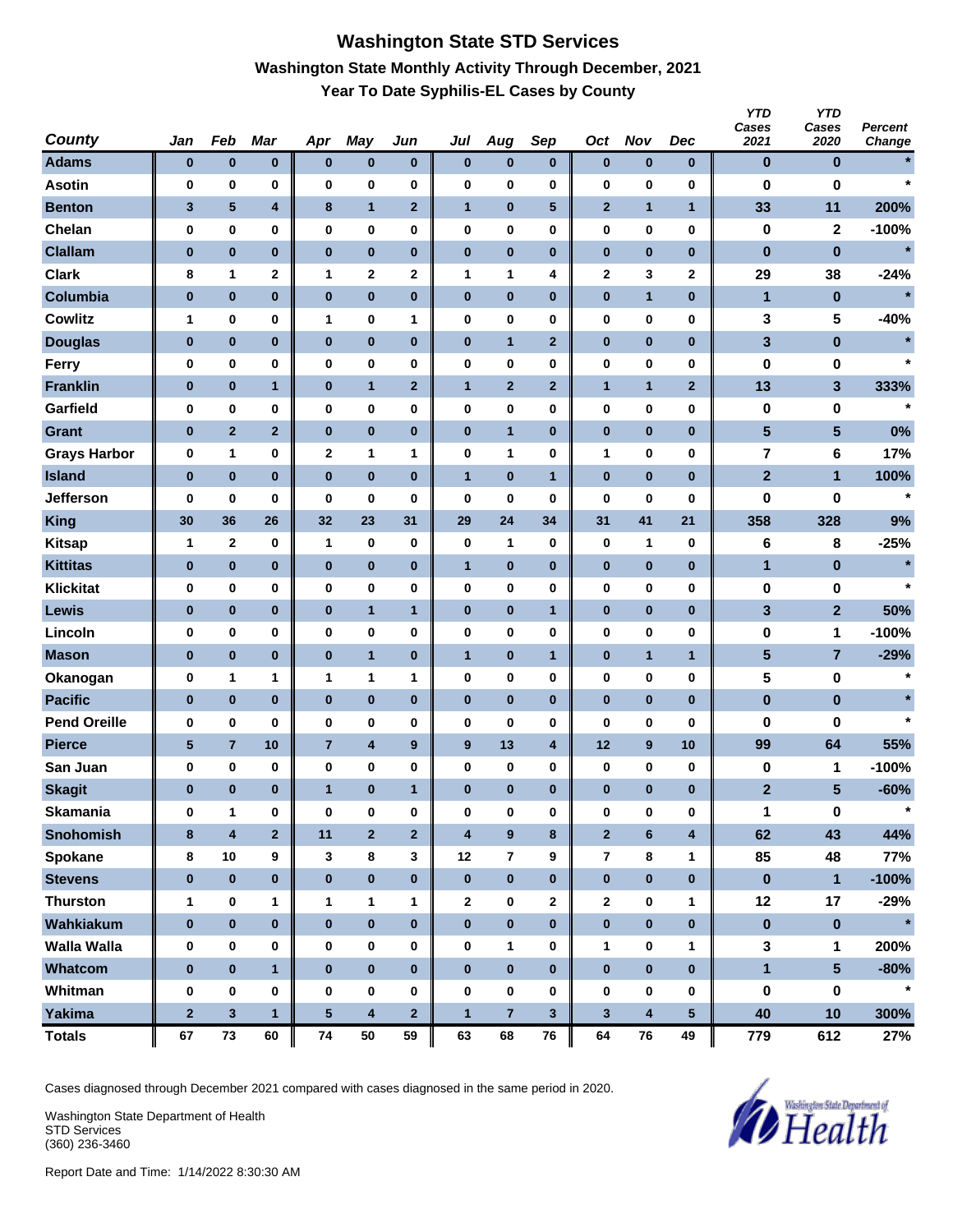# Washington State STD Services

## Washington State Monthly Activity Through December, 2021

### Year To Date Syphilis-EL Cases by County

| County | Jan | Feb | Mar | Apr | May | Jun | Jul | Aug | Sep | Oct | Nov | Dec | YTD Cases 2021 | YTD Cases 2020 | Percent Change |
|---|---|---|---|---|---|---|---|---|---|---|---|---|---|---|---|
| Adams | 0 | 0 | 0 | 0 | 0 | 0 | 0 | 0 | 0 | 0 | 0 | 0 | 0 | 0 | * |
| Asotin | 0 | 0 | 0 | 0 | 0 | 0 | 0 | 0 | 0 | 0 | 0 | 0 | 0 | 0 | * |
| Benton | 3 | 5 | 4 | 8 | 1 | 2 | 1 | 0 | 5 | 2 | 1 | 1 | 33 | 11 | 200% |
| Chelan | 0 | 0 | 0 | 0 | 0 | 0 | 0 | 0 | 0 | 0 | 0 | 0 | 0 | 2 | -100% |
| Clallam | 0 | 0 | 0 | 0 | 0 | 0 | 0 | 0 | 0 | 0 | 0 | 0 | 0 | 0 | * |
| Clark | 8 | 1 | 2 | 1 | 2 | 2 | 1 | 1 | 4 | 2 | 3 | 2 | 29 | 38 | -24% |
| Columbia | 0 | 0 | 0 | 0 | 0 | 0 | 0 | 0 | 0 | 0 | 1 | 0 | 1 | 0 | * |
| Cowlitz | 1 | 0 | 0 | 1 | 0 | 1 | 0 | 0 | 0 | 0 | 0 | 0 | 3 | 5 | -40% |
| Douglas | 0 | 0 | 0 | 0 | 0 | 0 | 0 | 1 | 2 | 0 | 0 | 0 | 3 | 0 | * |
| Ferry | 0 | 0 | 0 | 0 | 0 | 0 | 0 | 0 | 0 | 0 | 0 | 0 | 0 | 0 | * |
| Franklin | 0 | 0 | 1 | 0 | 1 | 2 | 1 | 2 | 2 | 1 | 1 | 2 | 13 | 3 | 333% |
| Garfield | 0 | 0 | 0 | 0 | 0 | 0 | 0 | 0 | 0 | 0 | 0 | 0 | 0 | 0 | * |
| Grant | 0 | 2 | 2 | 0 | 0 | 0 | 0 | 1 | 0 | 0 | 0 | 0 | 5 | 5 | 0% |
| Grays Harbor | 0 | 1 | 0 | 2 | 1 | 1 | 0 | 1 | 0 | 1 | 0 | 0 | 7 | 6 | 17% |
| Island | 0 | 0 | 0 | 0 | 0 | 0 | 1 | 0 | 1 | 0 | 0 | 0 | 2 | 1 | 100% |
| Jefferson | 0 | 0 | 0 | 0 | 0 | 0 | 0 | 0 | 0 | 0 | 0 | 0 | 0 | 0 | * |
| King | 30 | 36 | 26 | 32 | 23 | 31 | 29 | 24 | 34 | 31 | 41 | 21 | 358 | 328 | 9% |
| Kitsap | 1 | 2 | 0 | 1 | 0 | 0 | 0 | 1 | 0 | 0 | 1 | 0 | 6 | 8 | -25% |
| Kittitas | 0 | 0 | 0 | 0 | 0 | 0 | 1 | 0 | 0 | 0 | 0 | 0 | 1 | 0 | * |
| Klickitat | 0 | 0 | 0 | 0 | 0 | 0 | 0 | 0 | 0 | 0 | 0 | 0 | 0 | 0 | * |
| Lewis | 0 | 0 | 0 | 0 | 1 | 1 | 0 | 0 | 1 | 0 | 0 | 0 | 3 | 2 | 50% |
| Lincoln | 0 | 0 | 0 | 0 | 0 | 0 | 0 | 0 | 0 | 0 | 0 | 0 | 0 | 1 | -100% |
| Mason | 0 | 0 | 0 | 0 | 1 | 0 | 1 | 0 | 1 | 0 | 1 | 1 | 5 | 7 | -29% |
| Okanogan | 0 | 1 | 1 | 1 | 1 | 1 | 0 | 0 | 0 | 0 | 0 | 0 | 5 | 0 | * |
| Pacific | 0 | 0 | 0 | 0 | 0 | 0 | 0 | 0 | 0 | 0 | 0 | 0 | 0 | 0 | * |
| Pend Oreille | 0 | 0 | 0 | 0 | 0 | 0 | 0 | 0 | 0 | 0 | 0 | 0 | 0 | 0 | * |
| Pierce | 5 | 7 | 10 | 7 | 4 | 9 | 9 | 13 | 4 | 12 | 9 | 10 | 99 | 64 | 55% |
| San Juan | 0 | 0 | 0 | 0 | 0 | 0 | 0 | 0 | 0 | 0 | 0 | 0 | 0 | 1 | -100% |
| Skagit | 0 | 0 | 0 | 1 | 0 | 1 | 0 | 0 | 0 | 0 | 0 | 0 | 2 | 5 | -60% |
| Skamania | 0 | 1 | 0 | 0 | 0 | 0 | 0 | 0 | 0 | 0 | 0 | 0 | 1 | 0 | * |
| Snohomish | 8 | 4 | 2 | 11 | 2 | 2 | 4 | 9 | 8 | 2 | 6 | 4 | 62 | 43 | 44% |
| Spokane | 8 | 10 | 9 | 3 | 8 | 3 | 12 | 7 | 9 | 7 | 8 | 1 | 85 | 48 | 77% |
| Stevens | 0 | 0 | 0 | 0 | 0 | 0 | 0 | 0 | 0 | 0 | 0 | 0 | 0 | 1 | -100% |
| Thurston | 1 | 0 | 1 | 1 | 1 | 1 | 2 | 0 | 2 | 2 | 0 | 1 | 12 | 17 | -29% |
| Wahkiakum | 0 | 0 | 0 | 0 | 0 | 0 | 0 | 0 | 0 | 0 | 0 | 0 | 0 | 0 | * |
| Walla Walla | 0 | 0 | 0 | 0 | 0 | 0 | 0 | 1 | 0 | 1 | 0 | 1 | 3 | 1 | 200% |
| Whatcom | 0 | 0 | 1 | 0 | 0 | 0 | 0 | 0 | 0 | 0 | 0 | 0 | 1 | 5 | -80% |
| Whitman | 0 | 0 | 0 | 0 | 0 | 0 | 0 | 0 | 0 | 0 | 0 | 0 | 0 | 0 | * |
| Yakima | 2 | 3 | 1 | 5 | 4 | 2 | 1 | 7 | 3 | 3 | 4 | 5 | 40 | 10 | 300% |
| Totals | 67 | 73 | 60 | 74 | 50 | 59 | 63 | 68 | 76 | 64 | 76 | 49 | 779 | 612 | 27% |

Cases diagnosed through December 2021 compared with cases diagnosed in the same period in 2020.

Washington State Department of Health
STD Services
(360) 236-3460

Report Date and Time: 1/14/2022 8:30:30 AM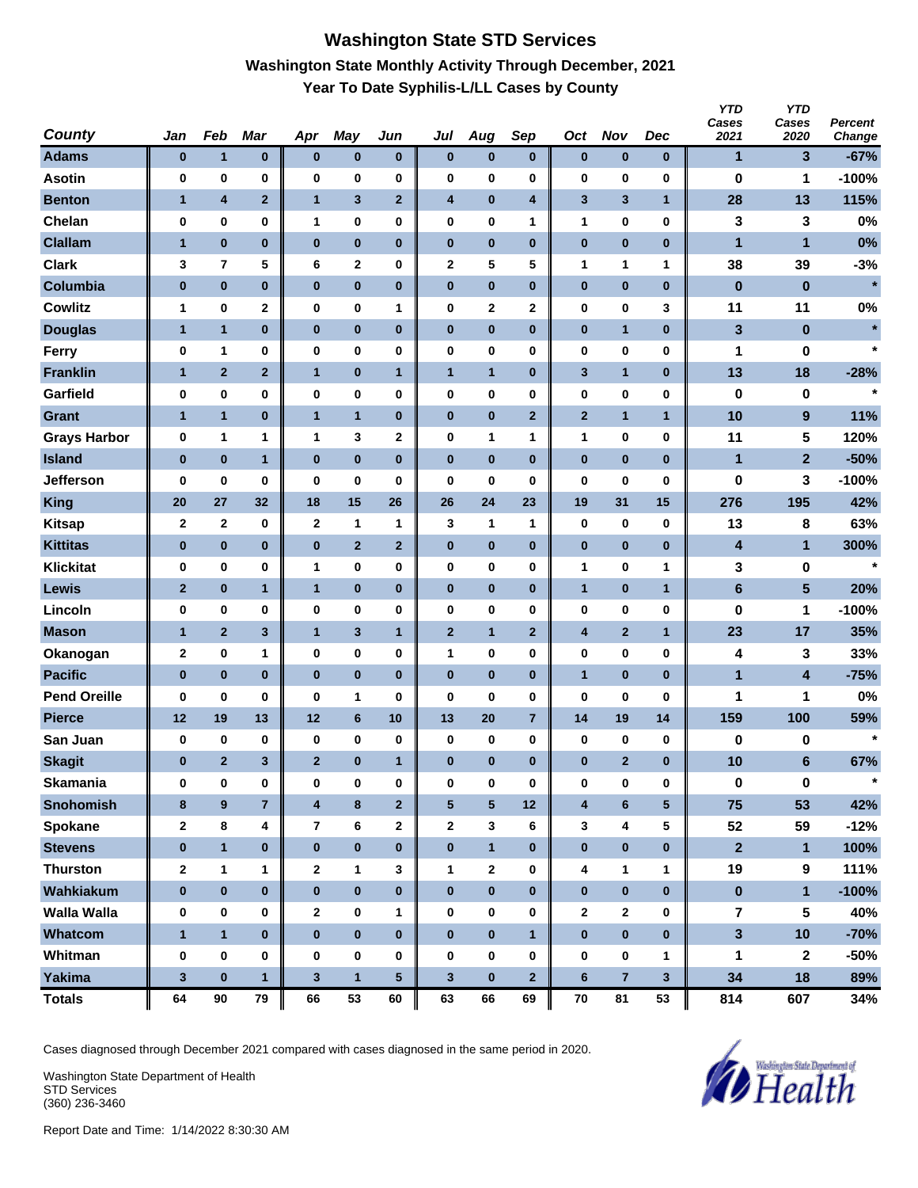# Washington State STD Services

## Washington State Monthly Activity Through December, 2021

### Year To Date Syphilis-L/LL Cases by County

| County | Jan | Feb | Mar | Apr | May | Jun | Jul | Aug | Sep | Oct | Nov | Dec | YTD Cases 2021 | YTD Cases 2020 | Percent Change |
|---|---|---|---|---|---|---|---|---|---|---|---|---|---|---|---|
| Adams | 0 | 1 | 0 | 0 | 0 | 0 | 0 | 0 | 0 | 0 | 0 | 0 | 1 | 3 | -67% |
| Asotin | 0 | 0 | 0 | 0 | 0 | 0 | 0 | 0 | 0 | 0 | 0 | 0 | 0 | 1 | -100% |
| Benton | 1 | 4 | 2 | 1 | 3 | 2 | 4 | 0 | 4 | 3 | 3 | 1 | 28 | 13 | 115% |
| Chelan | 0 | 0 | 0 | 1 | 0 | 0 | 0 | 0 | 1 | 1 | 0 | 0 | 3 | 3 | 0% |
| Clallam | 1 | 0 | 0 | 0 | 0 | 0 | 0 | 0 | 0 | 0 | 0 | 0 | 1 | 1 | 0% |
| Clark | 3 | 7 | 5 | 6 | 2 | 0 | 2 | 5 | 5 | 1 | 1 | 1 | 38 | 39 | -3% |
| Columbia | 0 | 0 | 0 | 0 | 0 | 0 | 0 | 0 | 0 | 0 | 0 | 0 | 0 | 0 | * |
| Cowlitz | 1 | 0 | 2 | 0 | 0 | 1 | 0 | 2 | 2 | 0 | 0 | 3 | 11 | 11 | 0% |
| Douglas | 1 | 1 | 0 | 0 | 0 | 0 | 0 | 0 | 0 | 0 | 1 | 0 | 3 | 0 | * |
| Ferry | 0 | 1 | 0 | 0 | 0 | 0 | 0 | 0 | 0 | 0 | 0 | 0 | 1 | 0 | * |
| Franklin | 1 | 2 | 2 | 1 | 0 | 1 | 1 | 1 | 0 | 3 | 1 | 0 | 13 | 18 | -28% |
| Garfield | 0 | 0 | 0 | 0 | 0 | 0 | 0 | 0 | 0 | 0 | 0 | 0 | 0 | 0 | * |
| Grant | 1 | 1 | 0 | 1 | 1 | 0 | 0 | 0 | 2 | 2 | 1 | 1 | 10 | 9 | 11% |
| Grays Harbor | 0 | 1 | 1 | 1 | 3 | 2 | 0 | 1 | 1 | 1 | 0 | 0 | 11 | 5 | 120% |
| Island | 0 | 0 | 1 | 0 | 0 | 0 | 0 | 0 | 0 | 0 | 0 | 0 | 1 | 2 | -50% |
| Jefferson | 0 | 0 | 0 | 0 | 0 | 0 | 0 | 0 | 0 | 0 | 0 | 0 | 0 | 3 | -100% |
| King | 20 | 27 | 32 | 18 | 15 | 26 | 26 | 24 | 23 | 19 | 31 | 15 | 276 | 195 | 42% |
| Kitsap | 2 | 2 | 0 | 2 | 1 | 1 | 3 | 1 | 1 | 0 | 0 | 0 | 13 | 8 | 63% |
| Kittitas | 0 | 0 | 0 | 0 | 2 | 2 | 0 | 0 | 0 | 0 | 0 | 0 | 4 | 1 | 300% |
| Klickitat | 0 | 0 | 0 | 1 | 0 | 0 | 0 | 0 | 0 | 1 | 0 | 1 | 3 | 0 | * |
| Lewis | 2 | 0 | 1 | 1 | 0 | 0 | 0 | 0 | 0 | 1 | 0 | 1 | 6 | 5 | 20% |
| Lincoln | 0 | 0 | 0 | 0 | 0 | 0 | 0 | 0 | 0 | 0 | 0 | 0 | 0 | 1 | -100% |
| Mason | 1 | 2 | 3 | 1 | 3 | 1 | 2 | 1 | 2 | 4 | 2 | 1 | 23 | 17 | 35% |
| Okanogan | 2 | 0 | 1 | 0 | 0 | 0 | 1 | 0 | 0 | 0 | 0 | 0 | 4 | 3 | 33% |
| Pacific | 0 | 0 | 0 | 0 | 0 | 0 | 0 | 0 | 0 | 1 | 0 | 0 | 1 | 4 | -75% |
| Pend Oreille | 0 | 0 | 0 | 0 | 1 | 0 | 0 | 0 | 0 | 0 | 0 | 0 | 1 | 1 | 0% |
| Pierce | 12 | 19 | 13 | 12 | 6 | 10 | 13 | 20 | 7 | 14 | 19 | 14 | 159 | 100 | 59% |
| San Juan | 0 | 0 | 0 | 0 | 0 | 0 | 0 | 0 | 0 | 0 | 0 | 0 | 0 | 0 | * |
| Skagit | 0 | 2 | 3 | 2 | 0 | 1 | 0 | 0 | 0 | 0 | 2 | 0 | 10 | 6 | 67% |
| Skamania | 0 | 0 | 0 | 0 | 0 | 0 | 0 | 0 | 0 | 0 | 0 | 0 | 0 | 0 | * |
| Snohomish | 8 | 9 | 7 | 4 | 8 | 2 | 5 | 5 | 12 | 4 | 6 | 5 | 75 | 53 | 42% |
| Spokane | 2 | 8 | 4 | 7 | 6 | 2 | 2 | 3 | 6 | 3 | 4 | 5 | 52 | 59 | -12% |
| Stevens | 0 | 1 | 0 | 0 | 0 | 0 | 0 | 1 | 0 | 0 | 0 | 0 | 2 | 1 | 100% |
| Thurston | 2 | 1 | 1 | 2 | 1 | 3 | 1 | 2 | 0 | 4 | 1 | 1 | 19 | 9 | 111% |
| Wahkiakum | 0 | 0 | 0 | 0 | 0 | 0 | 0 | 0 | 0 | 0 | 0 | 0 | 0 | 1 | -100% |
| Walla Walla | 0 | 0 | 0 | 2 | 0 | 1 | 0 | 0 | 0 | 2 | 2 | 0 | 7 | 5 | 40% |
| Whatcom | 1 | 1 | 0 | 0 | 0 | 0 | 0 | 0 | 1 | 0 | 0 | 0 | 3 | 10 | -70% |
| Whitman | 0 | 0 | 0 | 0 | 0 | 0 | 0 | 0 | 0 | 0 | 0 | 1 | 1 | 2 | -50% |
| Yakima | 3 | 0 | 1 | 3 | 1 | 5 | 3 | 0 | 2 | 6 | 7 | 3 | 34 | 18 | 89% |
| Totals | 64 | 90 | 79 | 66 | 53 | 60 | 63 | 66 | 69 | 70 | 81 | 53 | 814 | 607 | 34% |

Cases diagnosed through December 2021 compared with cases diagnosed in the same period in 2020.

Washington State Department of Health
STD Services
(360) 236-3460

Report Date and Time: 1/14/2022 8:30:30 AM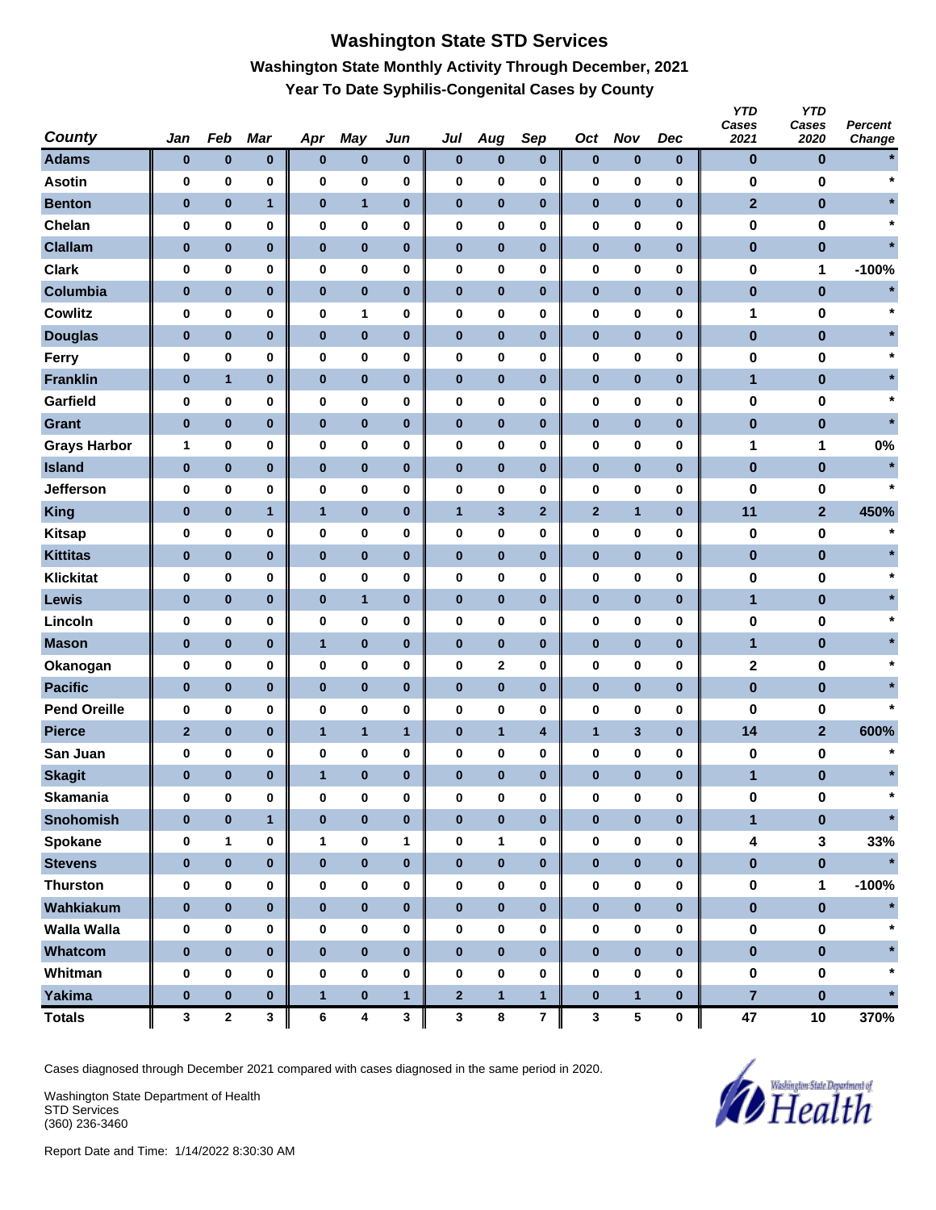# Washington State STD Services

### Washington State Monthly Activity Through December, 2021

### Year To Date Syphilis-Congenital Cases by County

| County | Jan | Feb | Mar | Apr | May | Jun | Jul | Aug | Sep | Oct | Nov | Dec | YTD Cases 2021 | YTD Cases 2020 | Percent Change |
|---|---|---|---|---|---|---|---|---|---|---|---|---|---|---|---|
| Adams | 0 | 0 | 0 | 0 | 0 | 0 | 0 | 0 | 0 | 0 | 0 | 0 | 0 | 0 | * |
| Asotin | 0 | 0 | 0 | 0 | 0 | 0 | 0 | 0 | 0 | 0 | 0 | 0 | 0 | 0 | * |
| Benton | 0 | 0 | 1 | 0 | 1 | 0 | 0 | 0 | 0 | 0 | 0 | 0 | 2 | 0 | * |
| Chelan | 0 | 0 | 0 | 0 | 0 | 0 | 0 | 0 | 0 | 0 | 0 | 0 | 0 | 0 | * |
| Clallam | 0 | 0 | 0 | 0 | 0 | 0 | 0 | 0 | 0 | 0 | 0 | 0 | 0 | 0 | * |
| Clark | 0 | 0 | 0 | 0 | 0 | 0 | 0 | 0 | 0 | 0 | 0 | 0 | 0 | 1 | -100% |
| Columbia | 0 | 0 | 0 | 0 | 0 | 0 | 0 | 0 | 0 | 0 | 0 | 0 | 0 | 0 | * |
| Cowlitz | 0 | 0 | 0 | 0 | 1 | 0 | 0 | 0 | 0 | 0 | 0 | 0 | 1 | 0 | * |
| Douglas | 0 | 0 | 0 | 0 | 0 | 0 | 0 | 0 | 0 | 0 | 0 | 0 | 0 | 0 | * |
| Ferry | 0 | 0 | 0 | 0 | 0 | 0 | 0 | 0 | 0 | 0 | 0 | 0 | 0 | 0 | * |
| Franklin | 0 | 1 | 0 | 0 | 0 | 0 | 0 | 0 | 0 | 0 | 0 | 0 | 1 | 0 | * |
| Garfield | 0 | 0 | 0 | 0 | 0 | 0 | 0 | 0 | 0 | 0 | 0 | 0 | 0 | 0 | * |
| Grant | 0 | 0 | 0 | 0 | 0 | 0 | 0 | 0 | 0 | 0 | 0 | 0 | 0 | 0 | * |
| Grays Harbor | 1 | 0 | 0 | 0 | 0 | 0 | 0 | 0 | 0 | 0 | 0 | 0 | 1 | 1 | 0% |
| Island | 0 | 0 | 0 | 0 | 0 | 0 | 0 | 0 | 0 | 0 | 0 | 0 | 0 | 0 | * |
| Jefferson | 0 | 0 | 0 | 0 | 0 | 0 | 0 | 0 | 0 | 0 | 0 | 0 | 0 | 0 | * |
| King | 0 | 0 | 1 | 1 | 0 | 0 | 1 | 3 | 2 | 2 | 1 | 0 | 11 | 2 | 450% |
| Kitsap | 0 | 0 | 0 | 0 | 0 | 0 | 0 | 0 | 0 | 0 | 0 | 0 | 0 | 0 | * |
| Kittitas | 0 | 0 | 0 | 0 | 0 | 0 | 0 | 0 | 0 | 0 | 0 | 0 | 0 | 0 | * |
| Klickitat | 0 | 0 | 0 | 0 | 0 | 0 | 0 | 0 | 0 | 0 | 0 | 0 | 0 | 0 | * |
| Lewis | 0 | 0 | 0 | 0 | 1 | 0 | 0 | 0 | 0 | 0 | 0 | 0 | 1 | 0 | * |
| Lincoln | 0 | 0 | 0 | 0 | 0 | 0 | 0 | 0 | 0 | 0 | 0 | 0 | 0 | 0 | * |
| Mason | 0 | 0 | 0 | 1 | 0 | 0 | 0 | 0 | 0 | 0 | 0 | 0 | 1 | 0 | * |
| Okanogan | 0 | 0 | 0 | 0 | 0 | 0 | 0 | 2 | 0 | 0 | 0 | 0 | 2 | 0 | * |
| Pacific | 0 | 0 | 0 | 0 | 0 | 0 | 0 | 0 | 0 | 0 | 0 | 0 | 0 | 0 | * |
| Pend Oreille | 0 | 0 | 0 | 0 | 0 | 0 | 0 | 0 | 0 | 0 | 0 | 0 | 0 | 0 | * |
| Pierce | 2 | 0 | 0 | 1 | 1 | 1 | 0 | 1 | 4 | 1 | 3 | 0 | 14 | 2 | 600% |
| San Juan | 0 | 0 | 0 | 0 | 0 | 0 | 0 | 0 | 0 | 0 | 0 | 0 | 0 | 0 | * |
| Skagit | 0 | 0 | 0 | 1 | 0 | 0 | 0 | 0 | 0 | 0 | 0 | 0 | 1 | 0 | * |
| Skamania | 0 | 0 | 0 | 0 | 0 | 0 | 0 | 0 | 0 | 0 | 0 | 0 | 0 | 0 | * |
| Snohomish | 0 | 0 | 1 | 0 | 0 | 0 | 0 | 0 | 0 | 0 | 0 | 0 | 1 | 0 | * |
| Spokane | 0 | 1 | 0 | 1 | 0 | 1 | 0 | 1 | 0 | 0 | 0 | 0 | 4 | 3 | 33% |
| Stevens | 0 | 0 | 0 | 0 | 0 | 0 | 0 | 0 | 0 | 0 | 0 | 0 | 0 | 0 | * |
| Thurston | 0 | 0 | 0 | 0 | 0 | 0 | 0 | 0 | 0 | 0 | 0 | 0 | 0 | 1 | -100% |
| Wahkiakum | 0 | 0 | 0 | 0 | 0 | 0 | 0 | 0 | 0 | 0 | 0 | 0 | 0 | 0 | * |
| Walla Walla | 0 | 0 | 0 | 0 | 0 | 0 | 0 | 0 | 0 | 0 | 0 | 0 | 0 | 0 | * |
| Whatcom | 0 | 0 | 0 | 0 | 0 | 0 | 0 | 0 | 0 | 0 | 0 | 0 | 0 | 0 | * |
| Whitman | 0 | 0 | 0 | 0 | 0 | 0 | 0 | 0 | 0 | 0 | 0 | 0 | 0 | 0 | * |
| Yakima | 0 | 0 | 0 | 1 | 0 | 1 | 2 | 1 | 1 | 0 | 1 | 0 | 7 | 0 | * |
| Totals | 3 | 2 | 3 | 6 | 4 | 3 | 3 | 8 | 7 | 3 | 5 | 0 | 47 | 10 | 370% |

Cases diagnosed through December 2021 compared with cases diagnosed in the same period in 2020.

Washington State Department of Health
STD Services
(360) 236-3460

Report Date and Time: 1/14/2022 8:30:30 AM